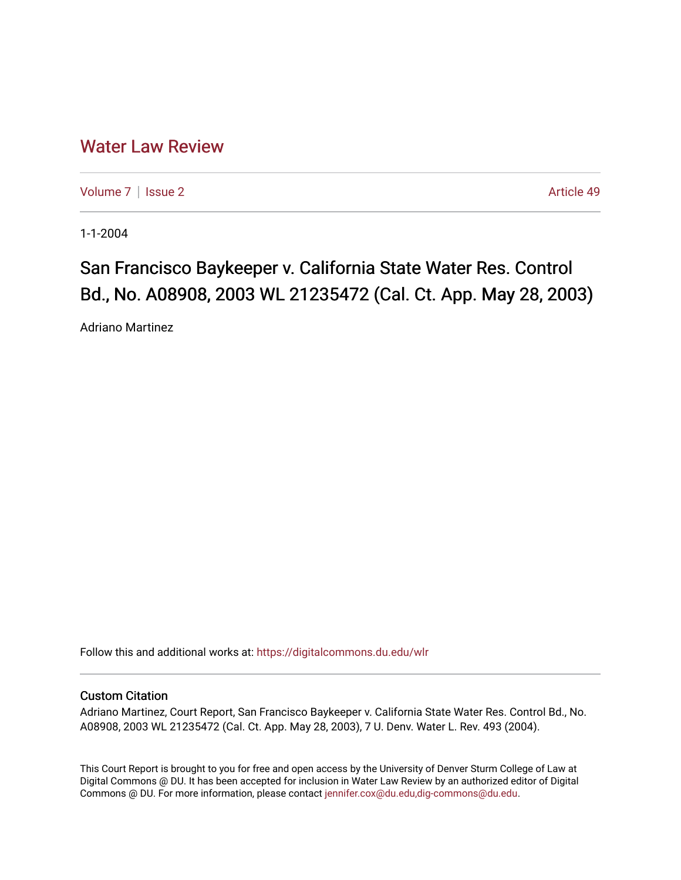# Water Law Review

Volume 7 | Issue 2 Article 49

1-1-2004

## San Francisco Baykeeper v. California State Water Res. Control Bd., No. A08908, 2003 WL 21235472 (Cal. Ct. App. May 28, 2003)

Adriano Martinez

Follow this and additional works at: https://digitalcommons.du.edu/wlr

### Custom Citation

Adriano Martinez, Court Report, San Francisco Baykeeper v. California State Water Res. Control Bd., No. A08908, 2003 WL 21235472 (Cal. Ct. App. May 28, 2003), 7 U. Denv. Water L. Rev. 493 (2004).

This Court Report is brought to you for free and open access by the University of Denver Sturm College of Law at Digital Commons @ DU. It has been accepted for inclusion in Water Law Review by an authorized editor of Digital Commons @ DU. For more information, please contact jennifer.cox@du.edu,dig-commons@du.edu.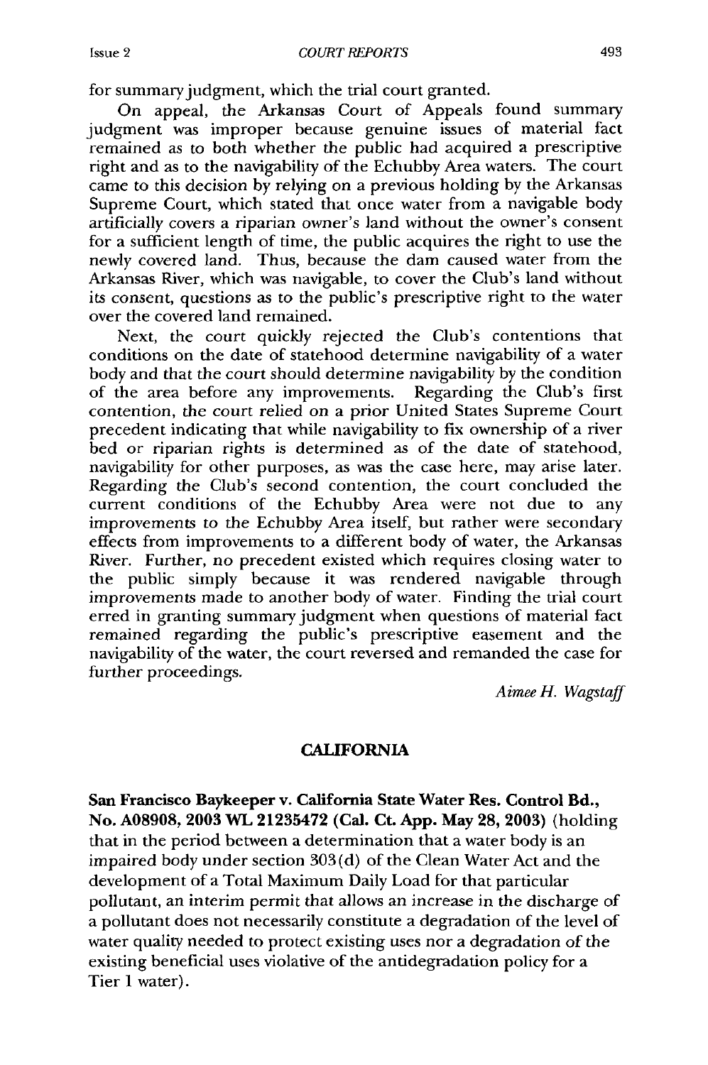for summary judgment, which the trial court granted.

On appeal, the Arkansas Court of Appeals found summary judgment was improper because genuine issues of material fact remained as to both whether the public had acquired a prescriptive right and as to the navigability of the Echubby Area waters. The court came to this decision by relying on a previous holding by the Arkansas Supreme Court, which stated that once water from a navigable body artificially covers a riparian owner's land without the owner's consent for a sufficient length of time, the public acquires the right to use the newly covered land. Thus, because the dam caused water from the Arkansas River, which was navigable, to cover the Club's land without its consent, questions as to the public's prescriptive right to the water over the covered land remained.

Next, the court quickly rejected the Club's contentions that conditions on the date of statehood determine navigability of a water body and that the court should determine navigability by the condition of the area before any improvements. Regarding the Club's first contention, the court relied on a prior United States Supreme Court precedent indicating that while navigability to fix ownership of a river bed or riparian rights is determined as of the date of statehood, navigability for other purposes, as was the case here, may arise later. Regarding the Club's second contention, the court concluded the current conditions of the Echubby Area were not due to any improvements to the Echubby Area itself, but rather were secondary effects from improvements to a different body of water, the Arkansas River. Further, no precedent existed which requires closing water to the public simply because it was rendered navigable through improvements made to another body of water. Finding the trial court erred in granting summary judgment when questions of material fact remained regarding the public's prescriptive easement and the navigability of the water, the court reversed and remanded the case for further proceedings.

*Aimee H. Wagstaff*

## CALIFORNIA

**San Francisco Baykeeper v. California State Water Res. Control Bd., No. A08908, 2003 WL 21235472 (Cal. Ct. App. May 28, 2003)** (holding that in the period between a determination that a water body is an impaired body under section 303(d) of the Clean Water Act and the development of a Total Maximum Daily Load for that particular pollutant, an interim permit that allows an increase in the discharge of a pollutant does not necessarily constitute a degradation of the level of water quality needed to protect existing uses nor a degradation of the existing beneficial uses violative of the antidegradation policy for a Tier 1 water).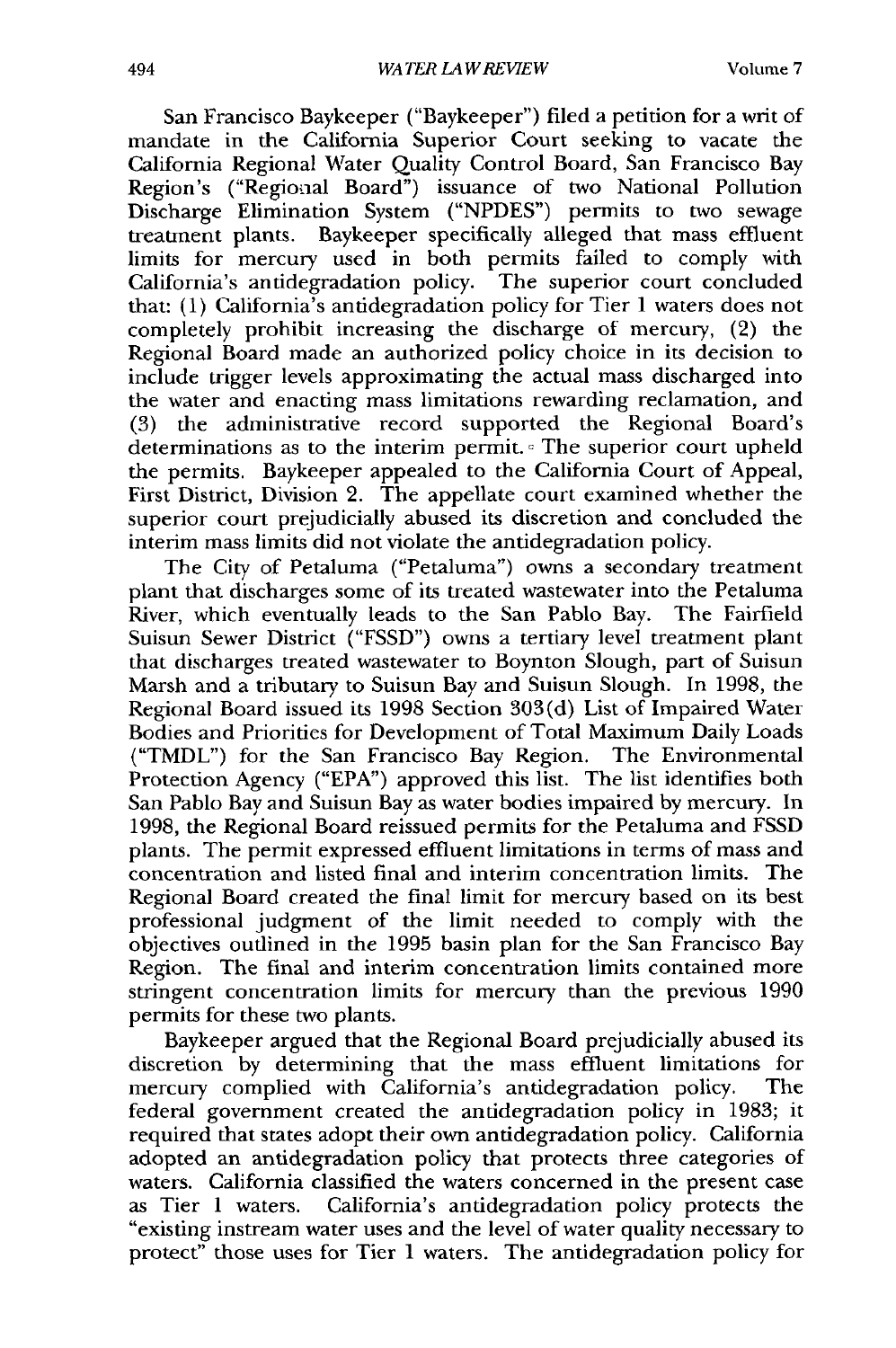San Francisco Baykeeper ("Baykeeper") filed a petition for a writ of mandate in the California Superior Court seeking to vacate the California Regional Water Quality Control Board, San Francisco Bay Region's ("Regional Board") issuance of two National Pollution Discharge Elimination System ("NPDES") permits to two sewage treatment plants. Baykeeper specifically alleged that mass effluent limits for mercury used in both permits failed to comply with California's antidegradation policy. The superior court concluded that: (1) California's antidegradation policy for Tier 1 waters does not completely prohibit increasing the discharge of mercury, (2) the Regional Board made an authorized policy choice in its decision to include trigger levels approximating the actual mass discharged into the water and enacting mass limitations rewarding reclamation, and (3) the administrative record supported the Regional Board's determinations as to the interim permit. The superior court upheld the permits. Baykeeper appealed to the California Court of Appeal, First District, Division 2. The appellate court examined whether the superior court prejudicially abused its discretion and concluded the interim mass limits did not violate the antidegradation policy.

The City of Petaluma ("Petaluma") owns a secondary treatment plant that discharges some of its treated wastewater into the Petaluma River, which eventually leads to the San Pablo Bay. The Fairfield Suisun Sewer District ("FSSD") owns a tertiary level treatment plant that discharges treated wastewater to Boynton Slough, part of Suisun Marsh and a tributary to Suisun Bay and Suisun Slough. In 1998, the Regional Board issued its 1998 Section 303(d) List of Impaired Water Bodies and Priorities for Development of Total Maximum Daily Loads ("TMDL") for the San Francisco Bay Region. The Environmental Protection Agency ("EPA") approved this list. The list identifies both San Pablo Bay and Suisun Bay as water bodies impaired by mercury. In 1998, the Regional Board reissued permits for the Petaluma and FSSD plants. The permit expressed effluent limitations in terms of mass and concentration and listed final and interim concentration limits. The Regional Board created the final limit for mercury based on its best professional judgment of the limit needed to comply with the objectives outlined in the 1995 basin plan for the San Francisco Bay Region. The final and interim concentration limits contained more stringent concentration limits for mercury than the previous 1990 permits for these two plants.

Baykeeper argued that the Regional Board prejudicially abused its discretion by determining that the mass effluent limitations for mercury complied with California's antidegradation policy. The federal government created the antidegradation policy in 1983; it required that states adopt their own antidegradation policy. California adopted an antidegradation policy that protects three categories of waters. California classified the waters concerned in the present case as Tier 1 waters. California's antidegradation policy protects the "existing instream water uses and the level of water quality necessary to protect" those uses for Tier 1 waters. The antidegradation policy for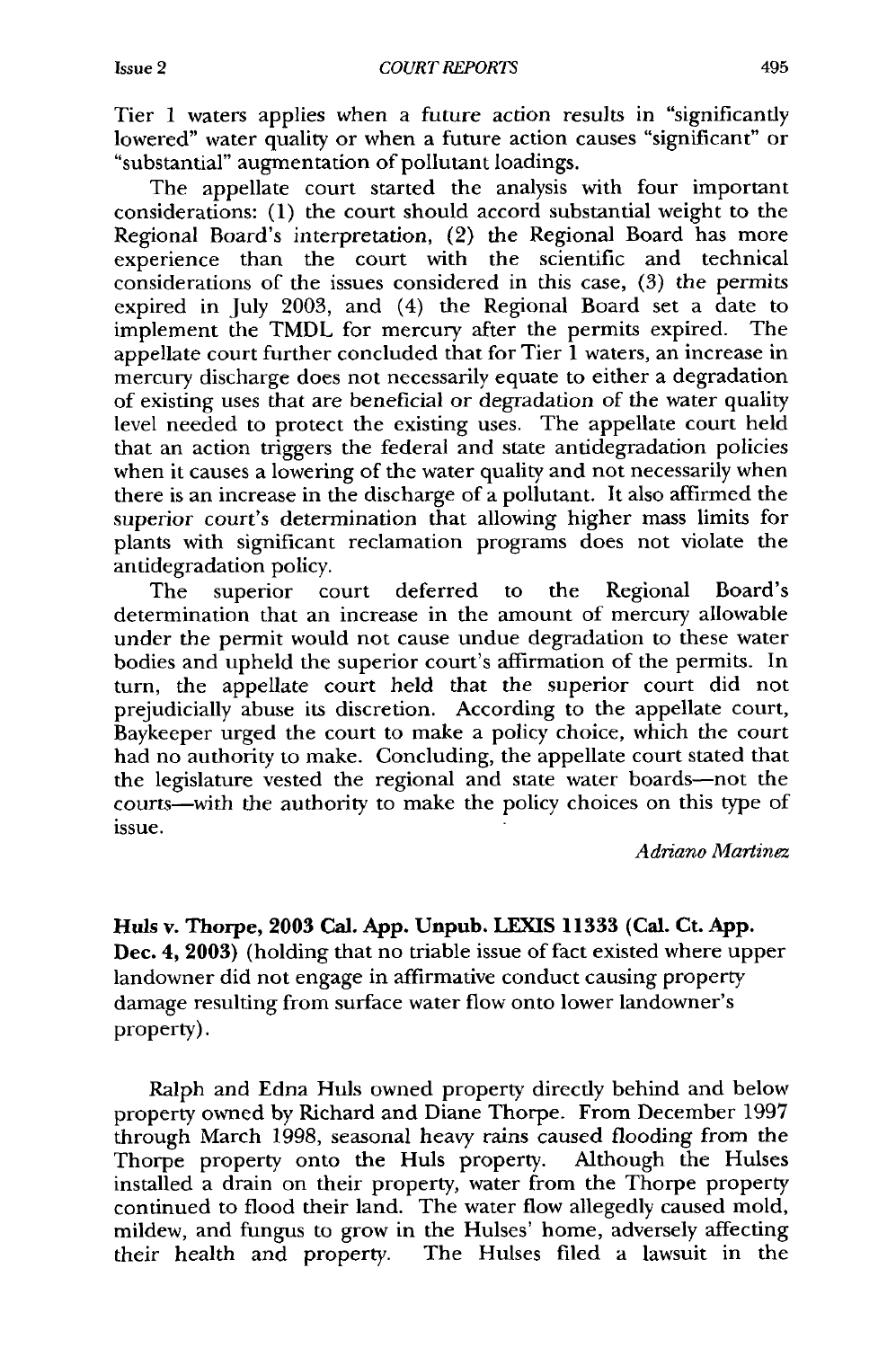Tier 1 waters applies when a future action results in "significantly lowered" water quality or when a future action causes "significant" or "substantial" augmentation of pollutant loadings.

The appellate court started the analysis with four important considerations: (1) the court should accord substantial weight to the Regional Board's interpretation, (2) the Regional Board has more experience than the court with the scientific and technical considerations of the issues considered in this case, (3) the permits expired in July 2003, and (4) the Regional Board set a date to implement the TMDL for mercury after the permits expired. The appellate court further concluded that for Tier 1 waters, an increase in mercury discharge does not necessarily equate to either a degradation of existing uses that are beneficial or degradation of the water quality level needed to protect the existing uses. The appellate court held that an action triggers the federal and state antidegradation policies when it causes a lowering of the water quality and not necessarily when there is an increase in the discharge of a pollutant. It also affirmed the superior court's determination that allowing higher mass limits for plants with significant reclamation programs does not violate the antidegradation policy.

The superior court deferred to the Regional Board's determination that an increase in the amount of mercury allowable under the permit would not cause undue degradation to these water bodies and upheld the superior court's affirmation of the permits. In turn, the appellate court held that the superior court did not prejudicially abuse its discretion. According to the appellate court, Baykeeper urged the court to make a policy choice, which the court had no authority to make. Concluding, the appellate court stated that the legislature vested the regional and state water boards—not the courts—with the authority to make the policy choices on this type of issue.

*Adriano Martinez*

**Huls v. Thorpe, 2003 Cal. App. Unpub. LEXIS 11333 (Cal. Ct. App. Dec. 4, 2003)** (holding that no triable issue of fact existed where upper landowner did not engage in affirmative conduct causing property damage resulting from surface water flow onto lower landowner's property).

Ralph and Edna Huls owned property directly behind and below property owned by Richard and Diane Thorpe. From December 1997 through March 1998, seasonal heavy rains caused flooding from the Thorpe property onto the Huls property. Although the Hulses installed a drain on their property, water from the Thorpe property continued to flood their land. The water flow allegedly caused mold, mildew, and fungus to grow in the Hulses' home, adversely affecting their health and property. The Hulses filed a lawsuit in the